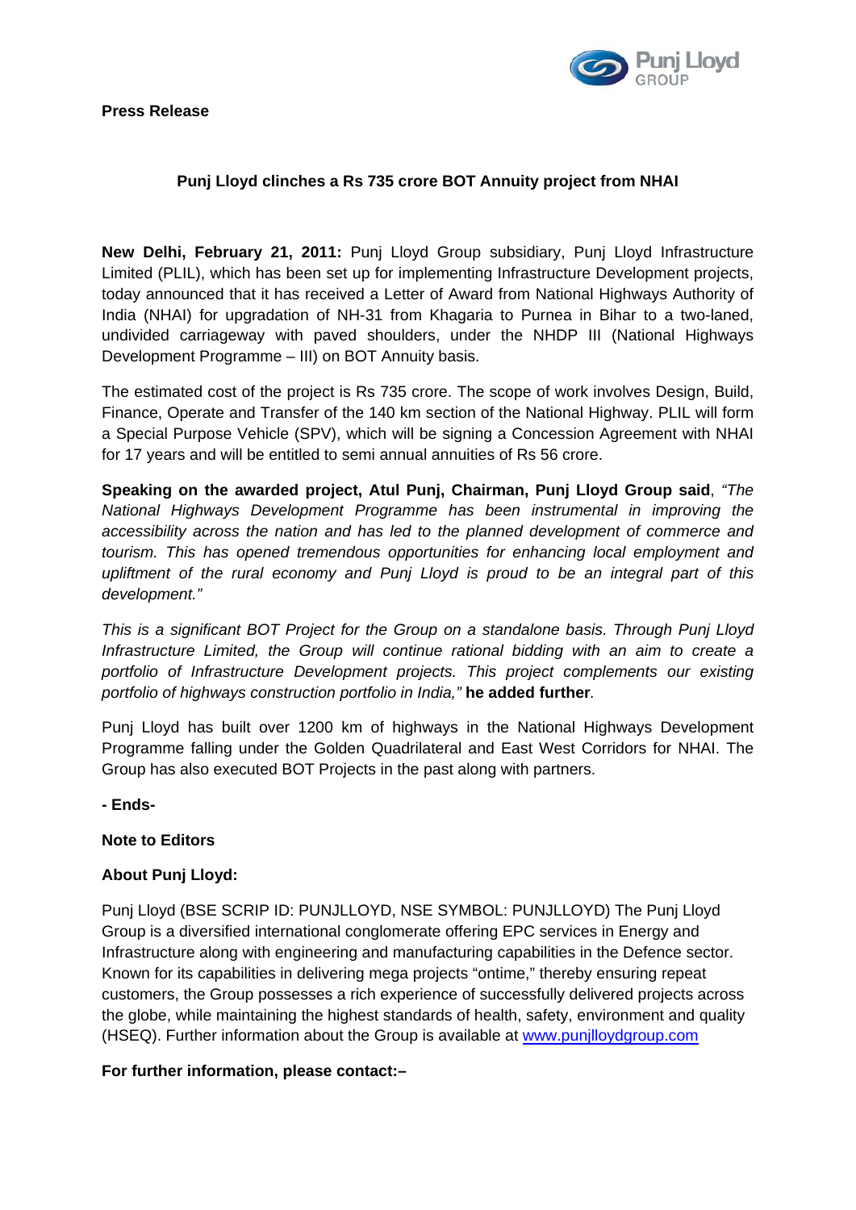**Press Release**

## Punj Lloyd clinches a Rs 735 crore BOT Annuity project from NHAI

**New Delhi, February 21, 2011:** Punj Lloyd Group subsidiary, Punj Lloyd Infrastructure Limited (PLIL), which has been set up for implementing Infrastructure Development projects, today announced that it has received a Letter of Award from National Highways Authority of India (NHAI) for upgradation of NH-31 from Khagaria to Purnea in Bihar to a two-laned, undivided carriageway with paved shoulders, under the NHDP III (National Highways Development Programme – III) on BOT Annuity basis.

The estimated cost of the project is Rs 735 crore. The scope of work involves Design, Build, Finance, Operate and Transfer of the 140 km section of the National Highway. PLIL will form a Special Purpose Vehicle (SPV), which will be signing a Concession Agreement with NHAI for 17 years and will be entitled to semi annual annuities of Rs 56 crore.

**Speaking on the awarded project, Atul Punj, Chairman, Punj Lloyd Group said**, *"The National Highways Development Programme has been instrumental in improving the accessibility across the nation and has led to the planned development of commerce and tourism. This has opened tremendous opportunities for enhancing local employment and upliftment of the rural economy and Punj Lloyd is proud to be an integral part of this development."*

*This is a significant BOT Project for the Group on a standalone basis. Through Punj Lloyd Infrastructure Limited, the Group will continue rational bidding with an aim to create a portfolio of Infrastructure Development projects. This project complements our existing portfolio of highways construction portfolio in India,"* **he added further**.

Punj Lloyd has built over 1200 km of highways in the National Highways Development Programme falling under the Golden Quadrilateral and East West Corridors for NHAI. The Group has also executed BOT Projects in the past along with partners.

**- Ends-**

**Note to Editors**

**About Punj Lloyd:**

Punj Lloyd (BSE SCRIP ID: PUNJLLOYD, NSE SYMBOL: PUNJLLOYD) The Punj Lloyd Group is a diversified international conglomerate offering EPC services in Energy and Infrastructure along with engineering and manufacturing capabilities in the Defence sector. Known for its capabilities in delivering mega projects "ontime," thereby ensuring repeat customers, the Group possesses a rich experience of successfully delivered projects across the globe, while maintaining the highest standards of health, safety, environment and quality (HSEQ). Further information about the Group is available at www.punjlloydgroup.com

**For further information, please contact:–**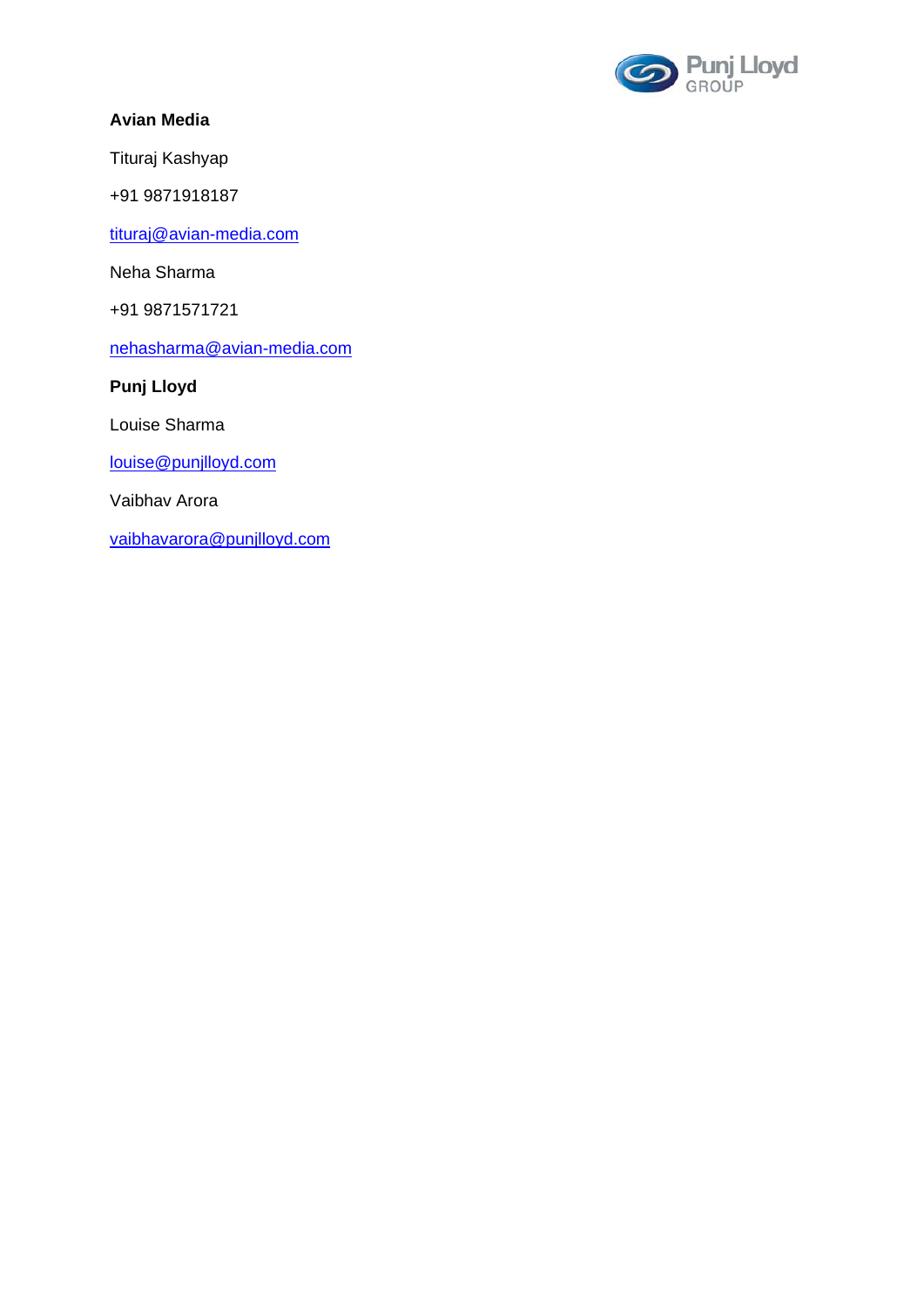**Avian Media**

Tituraj Kashyap

+91 9871918187

tituraj@avian-media.com

Neha Sharma

+91 9871571721

nehasharma@avian-media.com

**Punj Lloyd**

Louise Sharma

louise@punjlloyd.com

Vaibhav Arora

vaibhavarora@punjlloyd.com